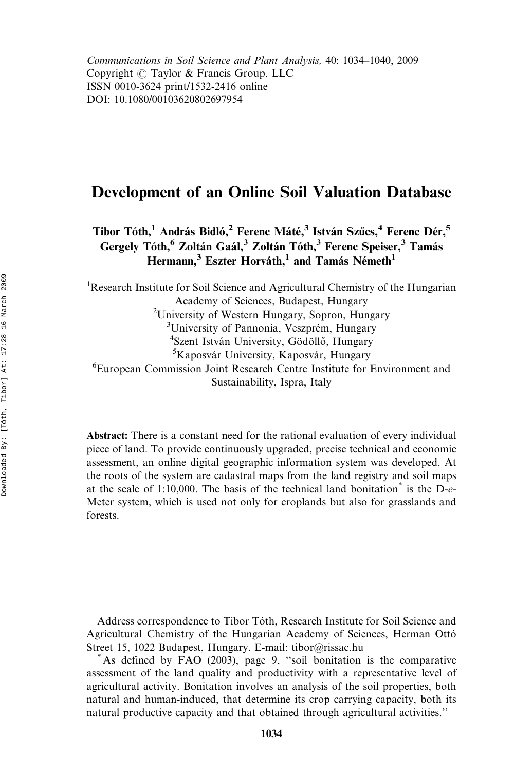*Communications in Soil Science and Plant Analysis,* 40: 1034–1040, 2009
Copyright © Taylor & Francis Group, LLC
ISSN 0010-3624 print/1532-2416 online
DOI: 10.1080/00103620802697954

# Development of an Online Soil Valuation Database

**Tibor Tóth,[1] András Bidló,[2] Ferenc Máté,[3] István Szűcs,[4] Ferenc Dér,[5] Gergely Tóth,[6] Zoltán Gaál,[3] Zoltán Tóth,[3] Ferenc Speiser,[3] Tamás Hermann,[3] Eszter Horváth,[1] and Tamás Németh[1]**

[1]Research Institute for Soil Science and Agricultural Chemistry of the Hungarian Academy of Sciences, Budapest, Hungary
[2]University of Western Hungary, Sopron, Hungary
[3]University of Pannonia, Veszprém, Hungary
[4]Szent István University, Gödöllő, Hungary
[5]Kaposvár University, Kaposvár, Hungary
[6]European Commission Joint Research Centre Institute for Environment and Sustainability, Ispra, Italy

**Abstract:** There is a constant need for the rational evaluation of every individual piece of land. To provide continuously upgraded, precise technical and economic assessment, an online digital geographic information system was developed. At the roots of the system are cadastral maps from the land registry and soil maps at the scale of 1:10,000. The basis of the technical land bonitation* is the D-*e*-Meter system, which is used not only for croplands but also for grasslands and forests.

Address correspondence to Tibor Tóth, Research Institute for Soil Science and Agricultural Chemistry of the Hungarian Academy of Sciences, Herman Ottó Street 15, 1022 Budapest, Hungary. E-mail: tibor@rissac.hu

*As defined by FAO (2003), page 9, "soil bonitation is the comparative assessment of the land quality and productivity with a representative level of agricultural activity. Bonitation involves an analysis of the soil properties, both natural and human-induced, that determine its crop carrying capacity, both its natural productive capacity and that obtained through agricultural activities."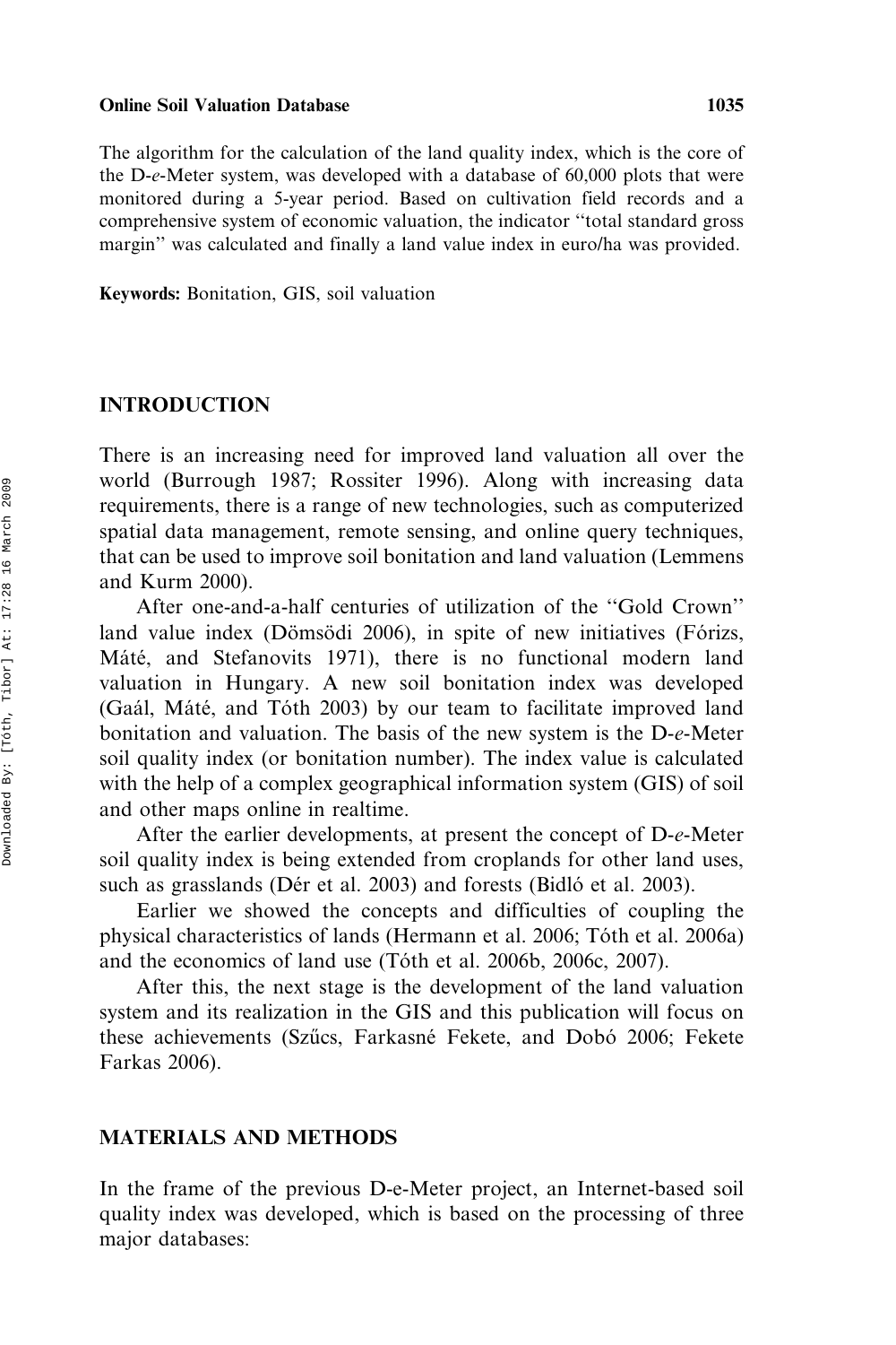The algorithm for the calculation of the land quality index, which is the core of the D-*e*-Meter system, was developed with a database of 60,000 plots that were monitored during a 5-year period. Based on cultivation field records and a comprehensive system of economic valuation, the indicator ''total standard gross margin'' was calculated and finally a land value index in euro/ha was provided.

**Keywords:** Bonitation, GIS, soil valuation

## INTRODUCTION

There is an increasing need for improved land valuation all over the world (Burrough 1987; Rossiter 1996). Along with increasing data requirements, there is a range of new technologies, such as computerized spatial data management, remote sensing, and online query techniques, that can be used to improve soil bonitation and land valuation (Lemmens and Kurm 2000).

After one-and-a-half centuries of utilization of the ''Gold Crown'' land value index (Dömsödi 2006), in spite of new initiatives (Fórizs, Máté, and Stefanovits 1971), there is no functional modern land valuation in Hungary. A new soil bonitation index was developed (Gaál, Máté, and Tóth 2003) by our team to facilitate improved land bonitation and valuation. The basis of the new system is the D-*e*-Meter soil quality index (or bonitation number). The index value is calculated with the help of a complex geographical information system (GIS) of soil and other maps online in realtime.

After the earlier developments, at present the concept of D-*e*-Meter soil quality index is being extended from croplands for other land uses, such as grasslands (Dér et al. 2003) and forests (Bidló et al. 2003).

Earlier we showed the concepts and difficulties of coupling the physical characteristics of lands (Hermann et al. 2006; Tóth et al. 2006a) and the economics of land use (Tóth et al. 2006b, 2006c, 2007).

After this, the next stage is the development of the land valuation system and its realization in the GIS and this publication will focus on these achievements (Szűcs, Farkasné Fekete, and Dobó 2006; Fekete Farkas 2006).

## MATERIALS AND METHODS

In the frame of the previous D-e-Meter project, an Internet-based soil quality index was developed, which is based on the processing of three major databases: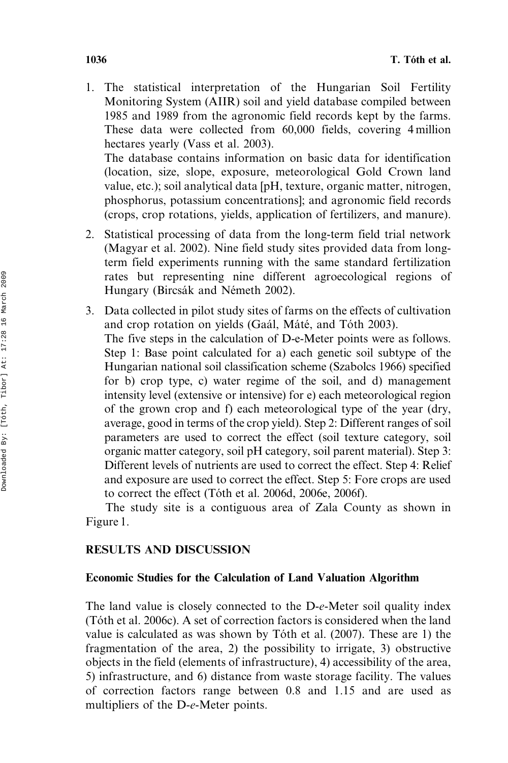1. The statistical interpretation of the Hungarian Soil Fertility Monitoring System (AIIR) soil and yield database compiled between 1985 and 1989 from the agronomic field records kept by the farms. These data were collected from 60,000 fields, covering 4 million hectares yearly (Vass et al. 2003).

   The database contains information on basic data for identification (location, size, slope, exposure, meteorological Gold Crown land value, etc.); soil analytical data [pH, texture, organic matter, nitrogen, phosphorus, potassium concentrations]; and agronomic field records (crops, crop rotations, yields, application of fertilizers, and manure).

2. Statistical processing of data from the long-term field trial network (Magyar et al. 2002). Nine field study sites provided data from long-term field experiments running with the same standard fertilization rates but representing nine different agroecological regions of Hungary (Bircsák and Németh 2002).

3. Data collected in pilot study sites of farms on the effects of cultivation and crop rotation on yields (Gaál, Máté, and Tóth 2003).

   The five steps in the calculation of D-e-Meter points were as follows. Step 1: Base point calculated for a) each genetic soil subtype of the Hungarian national soil classification scheme (Szabolcs 1966) specified for b) crop type, c) water regime of the soil, and d) management intensity level (extensive or intensive) for e) each meteorological region of the grown crop and f) each meteorological type of the year (dry, average, good in terms of the crop yield). Step 2: Different ranges of soil parameters are used to correct the effect (soil texture category, soil organic matter category, soil pH category, soil parent material). Step 3: Different levels of nutrients are used to correct the effect. Step 4: Relief and exposure are used to correct the effect. Step 5: Fore crops are used to correct the effect (Tóth et al. 2006d, 2006e, 2006f).

The study site is a contiguous area of Zala County as shown in Figure 1.

## RESULTS AND DISCUSSION

### Economic Studies for the Calculation of Land Valuation Algorithm

The land value is closely connected to the D-*e*-Meter soil quality index (Tóth et al. 2006c). A set of correction factors is considered when the land value is calculated as was shown by Tóth et al. (2007). These are 1) the fragmentation of the area, 2) the possibility to irrigate, 3) obstructive objects in the field (elements of infrastructure), 4) accessibility of the area, 5) infrastructure, and 6) distance from waste storage facility. The values of correction factors range between 0.8 and 1.15 and are used as multipliers of the D-*e*-Meter points.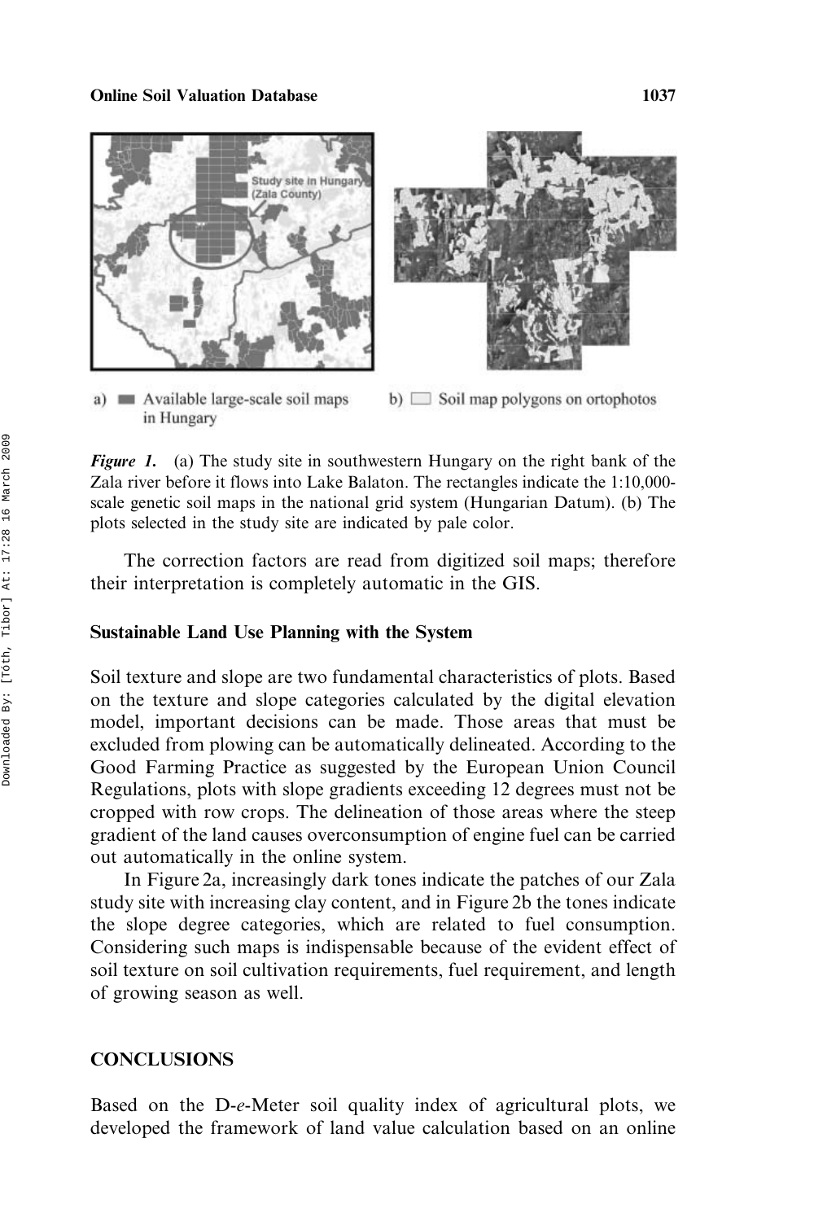a) Available large-scale soil maps in Hungary

b) Soil map polygons on ortophotos

*Figure 1.* (a) The study site in southwestern Hungary on the right bank of the Zala river before it flows into Lake Balaton. The rectangles indicate the 1:10,000-scale genetic soil maps in the national grid system (Hungarian Datum). (b) The plots selected in the study site are indicated by pale color.

The correction factors are read from digitized soil maps; therefore their interpretation is completely automatic in the GIS.

### Sustainable Land Use Planning with the System

Soil texture and slope are two fundamental characteristics of plots. Based on the texture and slope categories calculated by the digital elevation model, important decisions can be made. Those areas that must be excluded from plowing can be automatically delineated. According to the Good Farming Practice as suggested by the European Union Council Regulations, plots with slope gradients exceeding 12 degrees must not be cropped with row crops. The delineation of those areas where the steep gradient of the land causes overconsumption of engine fuel can be carried out automatically in the online system.

In Figure 2a, increasingly dark tones indicate the patches of our Zala study site with increasing clay content, and in Figure 2b the tones indicate the slope degree categories, which are related to fuel consumption. Considering such maps is indispensable because of the evident effect of soil texture on soil cultivation requirements, fuel requirement, and length of growing season as well.

## CONCLUSIONS

Based on the D-*e*-Meter soil quality index of agricultural plots, we developed the framework of land value calculation based on an online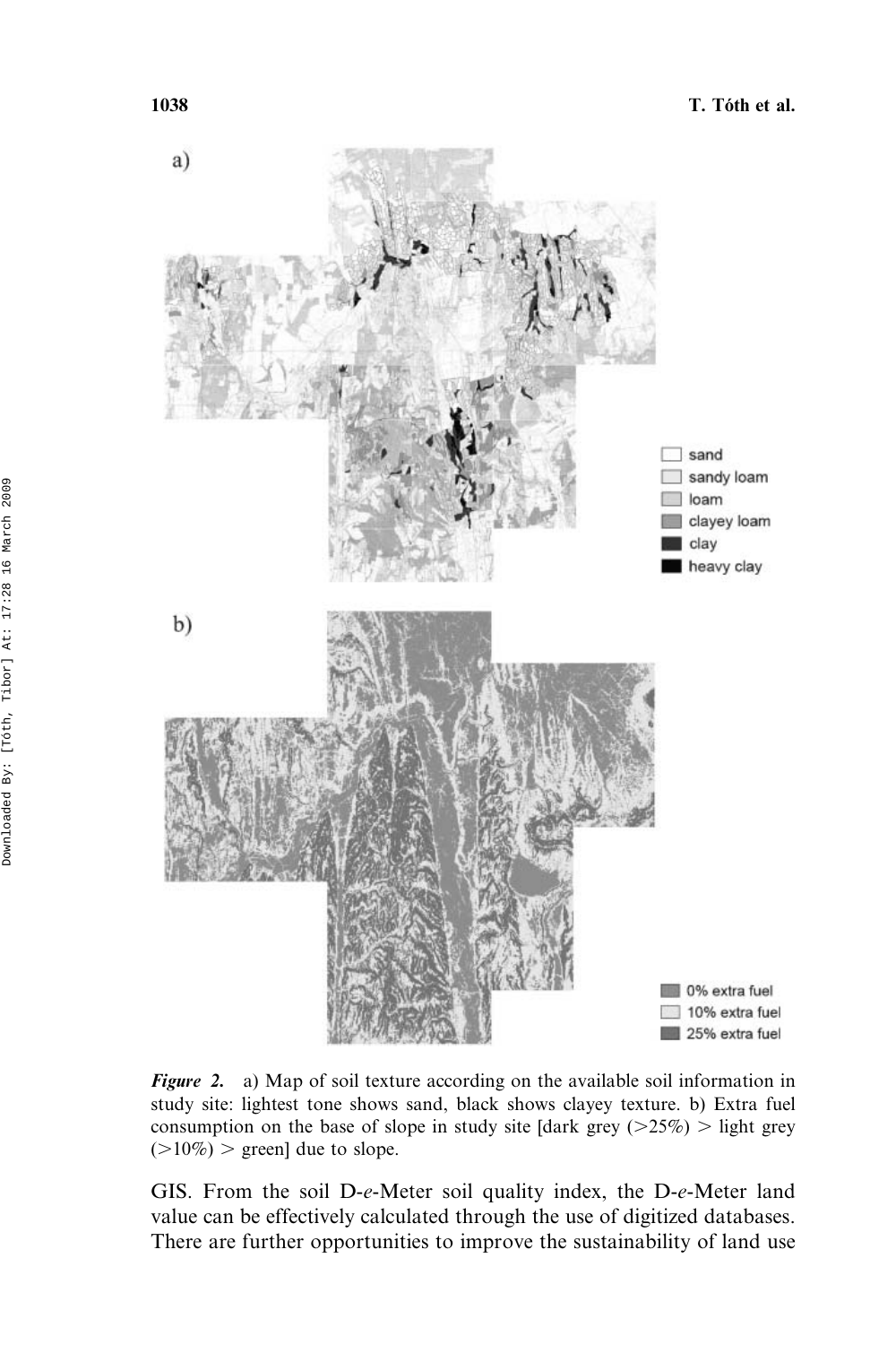a)

b)

*Figure 2.* a) Map of soil texture according on the available soil information in study site: lightest tone shows sand, black shows clayey texture. b) Extra fuel consumption on the base of slope in study site [dark grey (>25%) > light grey (>10%) > green] due to slope.

GIS. From the soil D-*e*-Meter soil quality index, the D-*e*-Meter land value can be effectively calculated through the use of digitized databases. There are further opportunities to improve the sustainability of land use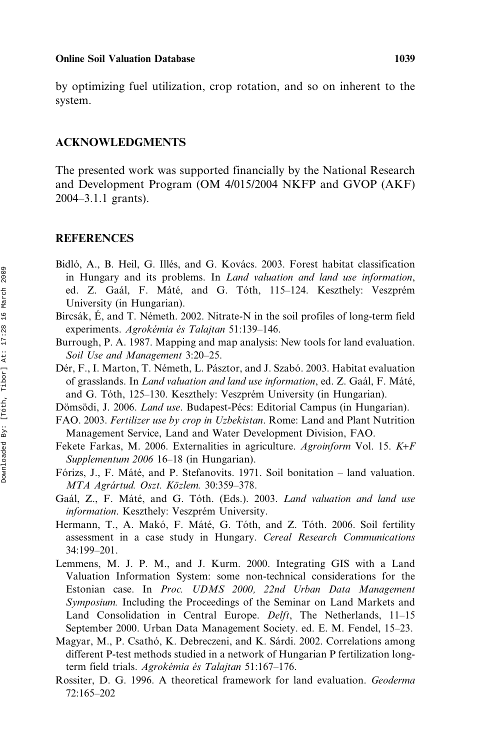by optimizing fuel utilization, crop rotation, and so on inherent to the system.

## ACKNOWLEDGMENTS

The presented work was supported financially by the National Research and Development Program (OM 4/015/2004 NKFP and GVOP (AKF) 2004–3.1.1 grants).

## REFERENCES

Bidló, A., B. Heil, G. Illés, and G. Kovács. 2003. Forest habitat classification in Hungary and its problems. In *Land valuation and land use information*, ed. Z. Gaál, F. Máté, and G. Tóth, 115–124. Keszthely: Veszprém University (in Hungarian).

Bircsák, É, and T. Németh. 2002. Nitrate-N in the soil profiles of long-term field experiments. *Agrokémia és Talajtan* 51:139–146.

Burrough, P. A. 1987. Mapping and map analysis: New tools for land evaluation. *Soil Use and Management* 3:20–25.

Dér, F., I. Marton, T. Németh, L. Pásztor, and J. Szabó. 2003. Habitat evaluation of grasslands. In *Land valuation and land use information*, ed. Z. Gaál, F. Máté, and G. Tóth, 125–130. Keszthely: Veszprém University (in Hungarian).

Dömsödi, J. 2006. *Land use*. Budapest-Pécs: Editorial Campus (in Hungarian).

FAO. 2003. *Fertilizer use by crop in Uzbekistan*. Rome: Land and Plant Nutrition Management Service, Land and Water Development Division, FAO.

Fekete Farkas, M. 2006. Externalities in agriculture. *Agroinform* Vol. 15. *K+F Supplementum 2006* 16–18 (in Hungarian).

Fórizs, J., F. Máté, and P. Stefanovits. 1971. Soil bonitation – land valuation. *MTA Agrártud. Oszt. Közlem.* 30:359–378.

Gaál, Z., F. Máté, and G. Tóth. (Eds.). 2003. *Land valuation and land use information*. Keszthely: Veszprém University.

Hermann, T., A. Makó, F. Máté, G. Tóth, and Z. Tóth. 2006. Soil fertility assessment in a case study in Hungary. *Cereal Research Communications* 34:199–201.

Lemmens, M. J. P. M., and J. Kurm. 2000. Integrating GIS with a Land Valuation Information System: some non-technical considerations for the Estonian case. In *Proc. UDMS 2000, 22nd Urban Data Management Symposium.* Including the Proceedings of the Seminar on Land Markets and Land Consolidation in Central Europe. *Delft*, The Netherlands, 11–15 September 2000. Urban Data Management Society. ed. E. M. Fendel, 15–23.

Magyar, M., P. Csathó, K. Debreczeni, and K. Sárdi. 2002. Correlations among different P-test methods studied in a network of Hungarian P fertilization long-term field trials. *Agrokémia és Talajtan* 51:167–176.

Rossiter, D. G. 1996. A theoretical framework for land evaluation. *Geoderma* 72:165–202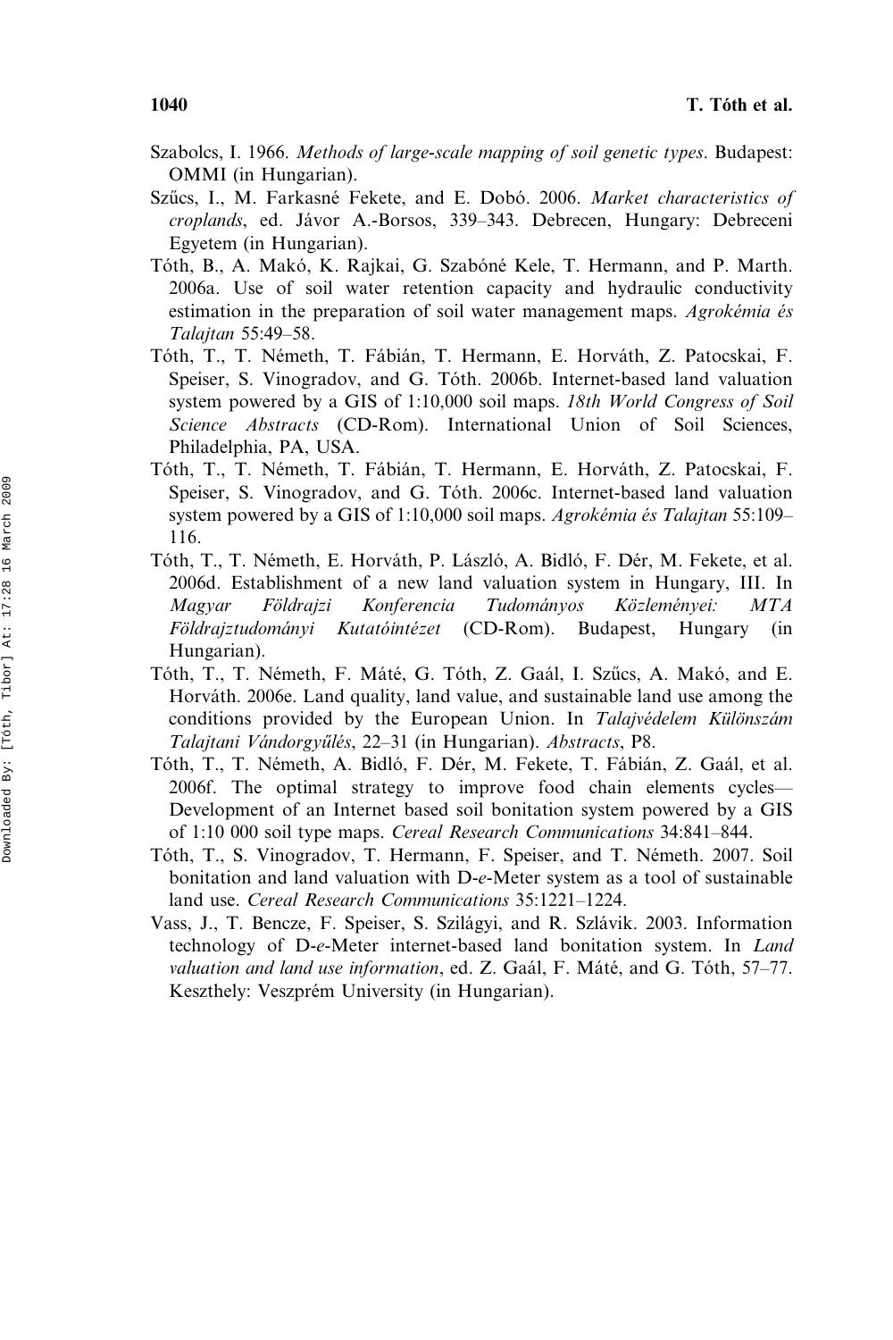Szabolcs, I. 1966. *Methods of large-scale mapping of soil genetic types*. Budapest: OMMI (in Hungarian).

Szűcs, I., M. Farkasné Fekete, and E. Dobó. 2006. *Market characteristics of croplands*, ed. Jávor A.-Borsos, 339–343. Debrecen, Hungary: Debreceni Egyetem (in Hungarian).

Tóth, B., A. Makó, K. Rajkai, G. Szabóné Kele, T. Hermann, and P. Marth. 2006a. Use of soil water retention capacity and hydraulic conductivity estimation in the preparation of soil water management maps. *Agrokémia és Talajtan* 55:49–58.

Tóth, T., T. Németh, T. Fábián, T. Hermann, E. Horváth, Z. Patocskai, F. Speiser, S. Vinogradov, and G. Tóth. 2006b. Internet-based land valuation system powered by a GIS of 1:10,000 soil maps. *18th World Congress of Soil Science Abstracts* (CD-Rom). International Union of Soil Sciences, Philadelphia, PA, USA.

Tóth, T., T. Németh, T. Fábián, T. Hermann, E. Horváth, Z. Patocskai, F. Speiser, S. Vinogradov, and G. Tóth. 2006c. Internet-based land valuation system powered by a GIS of 1:10,000 soil maps. *Agrokémia és Talajtan* 55:109–116.

Tóth, T., T. Németh, E. Horváth, P. László, A. Bidló, F. Dér, M. Fekete, et al. 2006d. Establishment of a new land valuation system in Hungary, III. In *Magyar Földrajzi Konferencia Tudományos Közleményei: MTA Földrajztudományi Kutatóintézet* (CD-Rom). Budapest, Hungary (in Hungarian).

Tóth, T., T. Németh, F. Máté, G. Tóth, Z. Gaál, I. Szűcs, A. Makó, and E. Horváth. 2006e. Land quality, land value, and sustainable land use among the conditions provided by the European Union. In *Talajvédelem Különszám Talajtani Vándorgyűlés*, 22–31 (in Hungarian). *Abstracts*, P8.

Tóth, T., T. Németh, A. Bidló, F. Dér, M. Fekete, T. Fábián, Z. Gaál, et al. 2006f. The optimal strategy to improve food chain elements cycles—Development of an Internet based soil bonitation system powered by a GIS of 1:10 000 soil type maps. *Cereal Research Communications* 34:841–844.

Tóth, T., S. Vinogradov, T. Hermann, F. Speiser, and T. Németh. 2007. Soil bonitation and land valuation with D-*e*-Meter system as a tool of sustainable land use. *Cereal Research Communications* 35:1221–1224.

Vass, J., T. Bencze, F. Speiser, S. Szilágyi, and R. Szlávik. 2003. Information technology of D-*e*-Meter internet-based land bonitation system. In *Land valuation and land use information*, ed. Z. Gaál, F. Máté, and G. Tóth, 57–77. Keszthely: Veszprém University (in Hungarian).